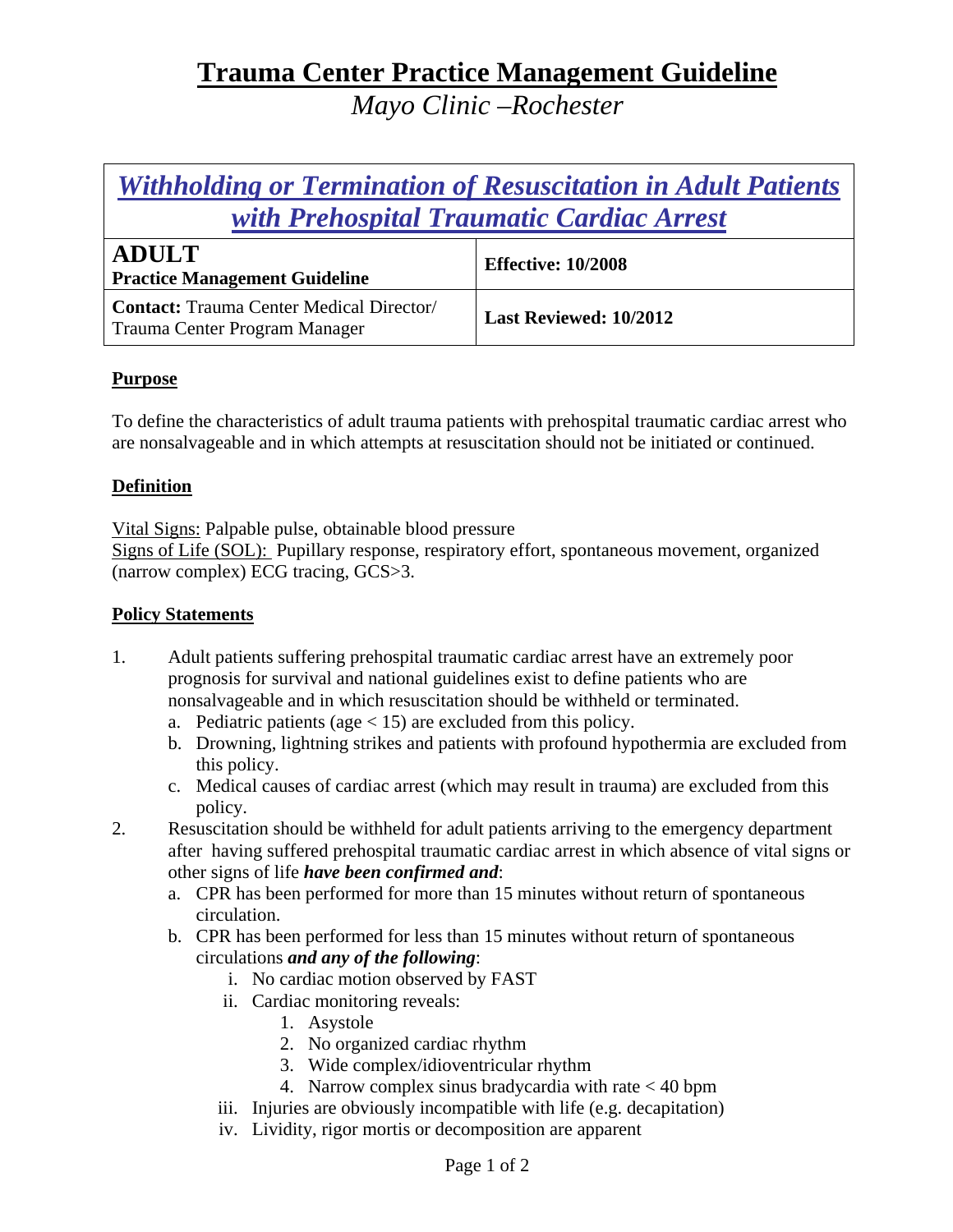# Trauma Center Practice Management Guideline

*Mayo Clinic –Rochester*

## *Withholding or Termination of Resuscitation in Adult Patients with Prehospital Traumatic Cardiac Arrest*

| **ADULT** **Practice Management Guideline** | **Effective: 10/2008** |
| --- | --- |
| **Contact:** Trauma Center Medical Director/ Trauma Center Program Manager | **Last Reviewed: 10/2012** |

### Purpose

To define the characteristics of adult trauma patients with prehospital traumatic cardiac arrest who are nonsalvageable and in which attempts at resuscitation should not be initiated or continued.

### Definition

Vital Signs: Palpable pulse, obtainable blood pressure
Signs of Life (SOL): Pupillary response, respiratory effort, spontaneous movement, organized (narrow complex) ECG tracing, GCS>3.

### Policy Statements

1. Adult patients suffering prehospital traumatic cardiac arrest have an extremely poor prognosis for survival and national guidelines exist to define patients who are nonsalvageable and in which resuscitation should be withheld or terminated.
   a. Pediatric patients (age < 15) are excluded from this policy.
   b. Drowning, lightning strikes and patients with profound hypothermia are excluded from this policy.
   c. Medical causes of cardiac arrest (which may result in trauma) are excluded from this policy.
2. Resuscitation should be withheld for adult patients arriving to the emergency department after having suffered prehospital traumatic cardiac arrest in which absence of vital signs or other signs of life ***have been confirmed and***:
   a. CPR has been performed for more than 15 minutes without return of spontaneous circulation.
   b. CPR has been performed for less than 15 minutes without return of spontaneous circulations ***and any of the following***:
      i. No cardiac motion observed by FAST
      ii. Cardiac monitoring reveals:
         1. Asystole
         2. No organized cardiac rhythm
         3. Wide complex/idioventricular rhythm
         4. Narrow complex sinus bradycardia with rate < 40 bpm
      iii. Injuries are obviously incompatible with life (e.g. decapitation)
      iv. Lividity, rigor mortis or decomposition are apparent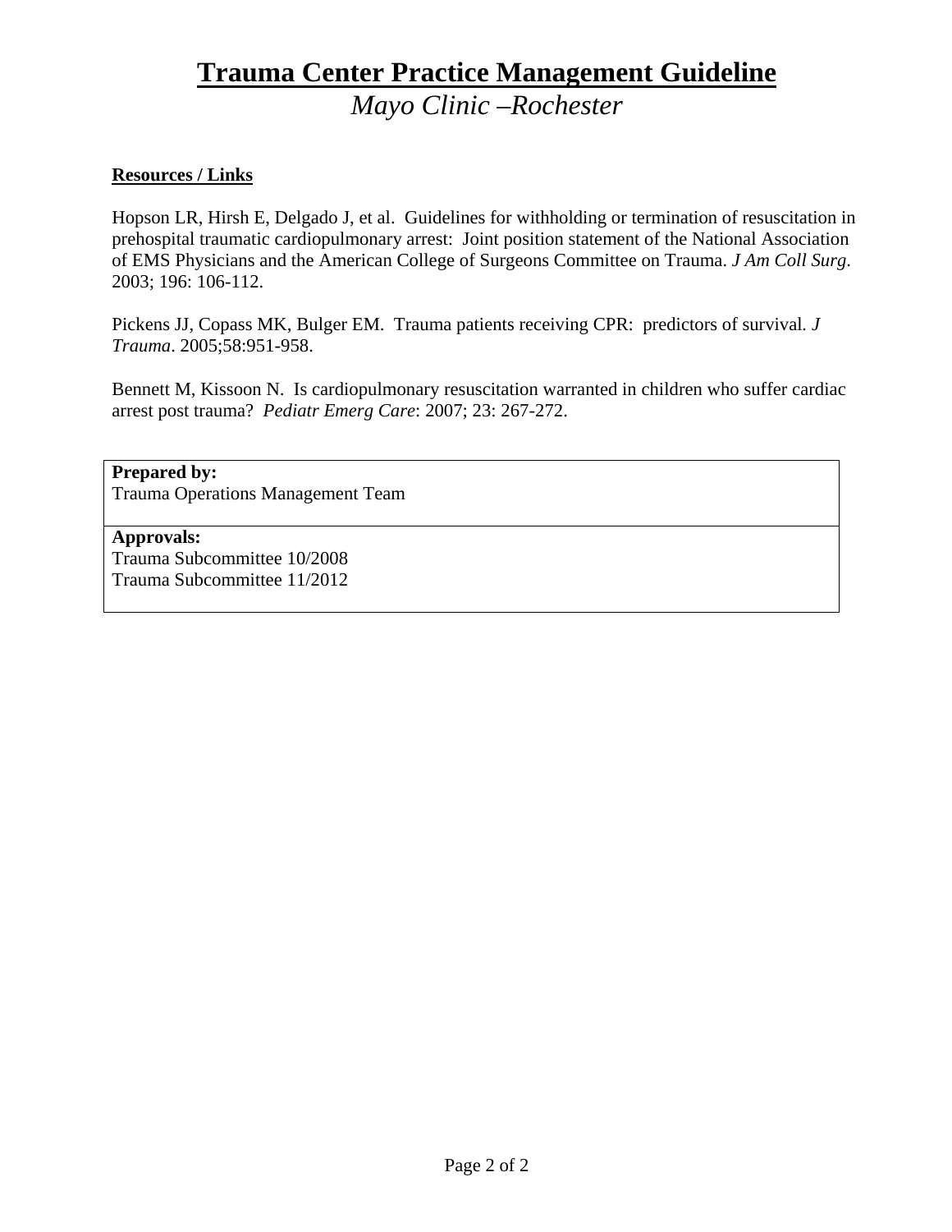**Resources / Links**

Hopson LR, Hirsh E, Delgado J, et al. Guidelines for withholding or termination of resuscitation in prehospital traumatic cardiopulmonary arrest: Joint position statement of the National Association of EMS Physicians and the American College of Surgeons Committee on Trauma. *J Am Coll Surg*. 2003; 196: 106-112.

Pickens JJ, Copass MK, Bulger EM. Trauma patients receiving CPR: predictors of survival. *J Trauma*. 2005;58:951-958.

Bennett M, Kissoon N. Is cardiopulmonary resuscitation warranted in children who suffer cardiac arrest post trauma? *Pediatr Emerg Care*: 2007; 23: 267-272.

| |
|---|
| **Prepared by:**<br>Trauma Operations Management Team |
| **Approvals:**<br>Trauma Subcommittee 10/2008<br>Trauma Subcommittee 11/2012 |